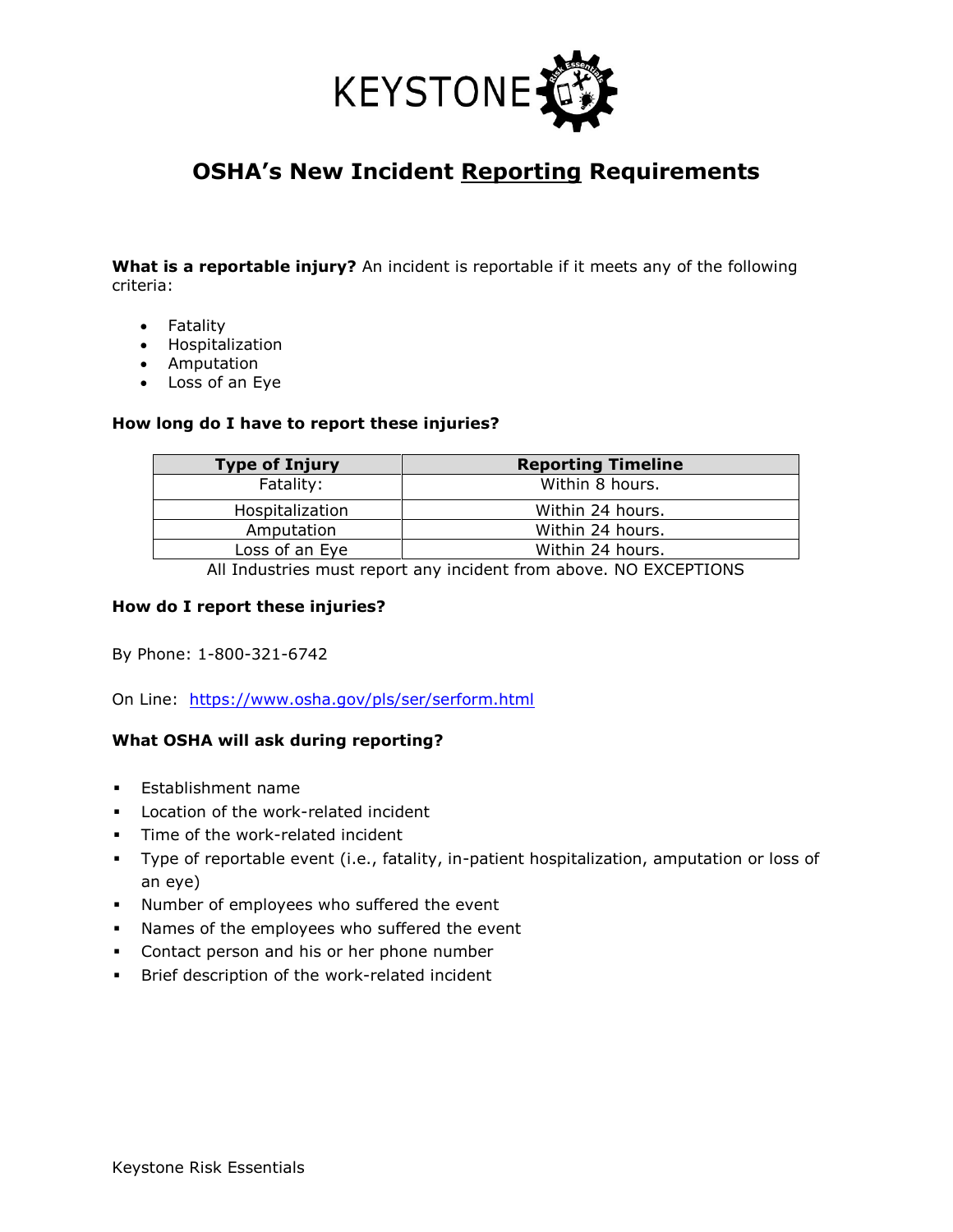KEYSTONE

# OSHA's New Incident Reporting Requirements

**What is a reportable injury?** An incident is reportable if it meets any of the following criteria:

- Fatality
- Hospitalization
- Amputation
- Loss of an Eye

**How long do I have to report these injuries?**

| Type of Injury | Reporting Timeline |
|---|---|
| Fatality: | Within 8 hours. |
| Hospitalization | Within 24 hours. |
| Amputation | Within 24 hours. |
| Loss of an Eye | Within 24 hours. |

All Industries must report any incident from above. NO EXCEPTIONS

**How do I report these injuries?**

By Phone: 1-800-321-6742

On Line: https://www.osha.gov/pls/ser/serform.html

**What OSHA will ask during reporting?**

- Establishment name
- Location of the work-related incident
- Time of the work-related incident
- Type of reportable event (i.e., fatality, in-patient hospitalization, amputation or loss of an eye)
- Number of employees who suffered the event
- Names of the employees who suffered the event
- Contact person and his or her phone number
- Brief description of the work-related incident

Keystone Risk Essentials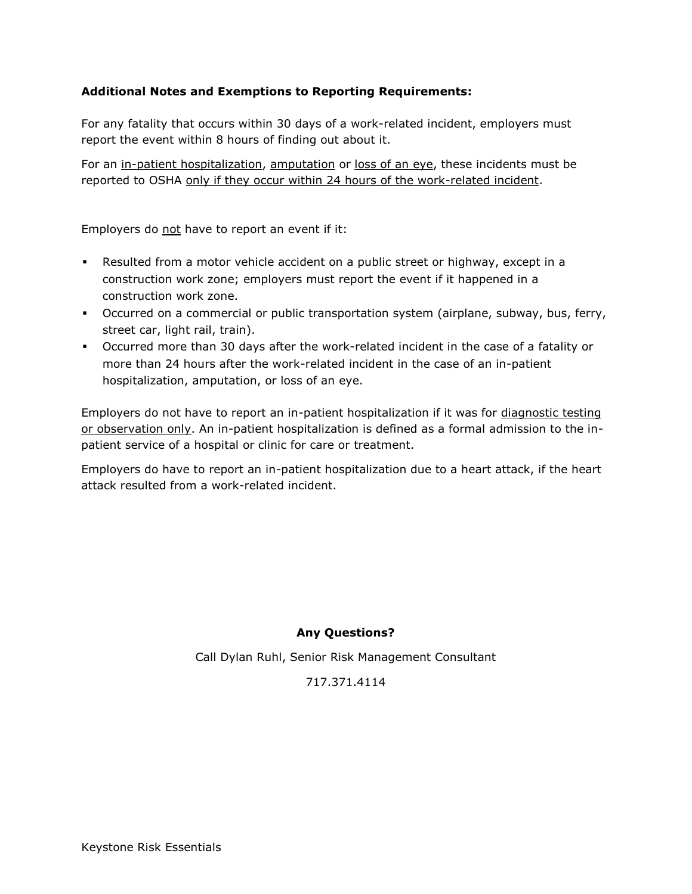**Additional Notes and Exemptions to Reporting Requirements:**

For any fatality that occurs within 30 days of a work-related incident, employers must report the event within 8 hours of finding out about it.

For an <u>in-patient hospitalization</u>, <u>amputation</u> or <u>loss of an eye</u>, these incidents must be reported to OSHA <u>only if they occur within 24 hours of the work-related incident</u>.

Employers do <u>not</u> have to report an event if it:

- Resulted from a motor vehicle accident on a public street or highway, except in a construction work zone; employers must report the event if it happened in a construction work zone.
- Occurred on a commercial or public transportation system (airplane, subway, bus, ferry, street car, light rail, train).
- Occurred more than 30 days after the work-related incident in the case of a fatality or more than 24 hours after the work-related incident in the case of an in-patient hospitalization, amputation, or loss of an eye.

Employers do not have to report an in-patient hospitalization if it was for <u>diagnostic testing or observation only</u>. An in-patient hospitalization is defined as a formal admission to the in-patient service of a hospital or clinic for care or treatment.

Employers do have to report an in-patient hospitalization due to a heart attack, if the heart attack resulted from a work-related incident.

**Any Questions?**

Call Dylan Ruhl, Senior Risk Management Consultant

717.371.4114